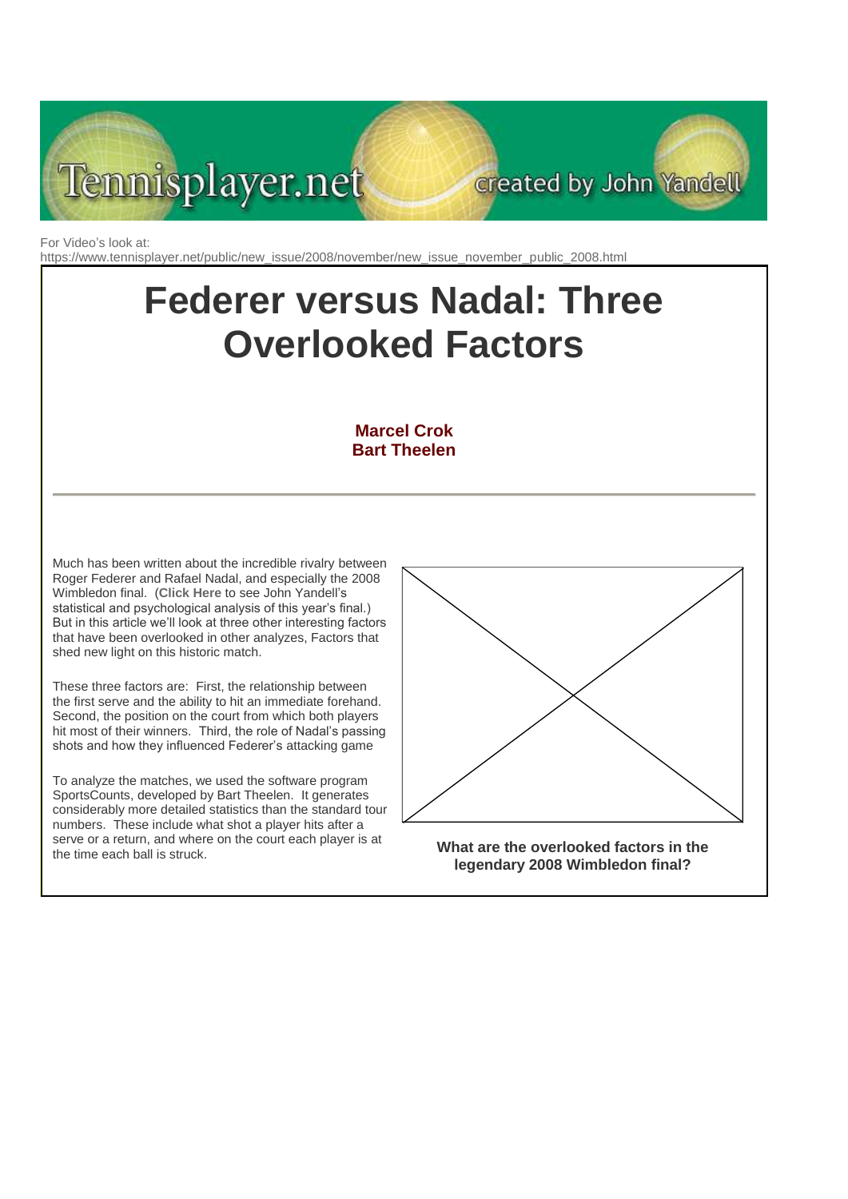For Video's look at:
https://www.tennisplayer.net/public/new_issue/2008/november/new_issue_november_public_2008.html

# Federer versus Nadal: Three Overlooked Factors

**Marcel Crok**
**Bart Theelen**

---

Much has been written about the incredible rivalry between Roger Federer and Rafael Nadal, and especially the 2008 Wimbledon final. (**Click Here** to see John Yandell's statistical and psychological analysis of this year's final.) But in this article we'll look at three other interesting factors that have been overlooked in other analyzes, Factors that shed new light on this historic match.

These three factors are: First, the relationship between the first serve and the ability to hit an immediate forehand. Second, the position on the court from which both players hit most of their winners. Third, the role of Nadal's passing shots and how they influenced Federer's attacking game

To analyze the matches, we used the software program SportsCounts, developed by Bart Theelen. It generates considerably more detailed statistics than the standard tour numbers. These include what shot a player hits after a serve or a return, and where on the court each player is at the time each ball is struck.

**What are the overlooked factors in the legendary 2008 Wimbledon final?**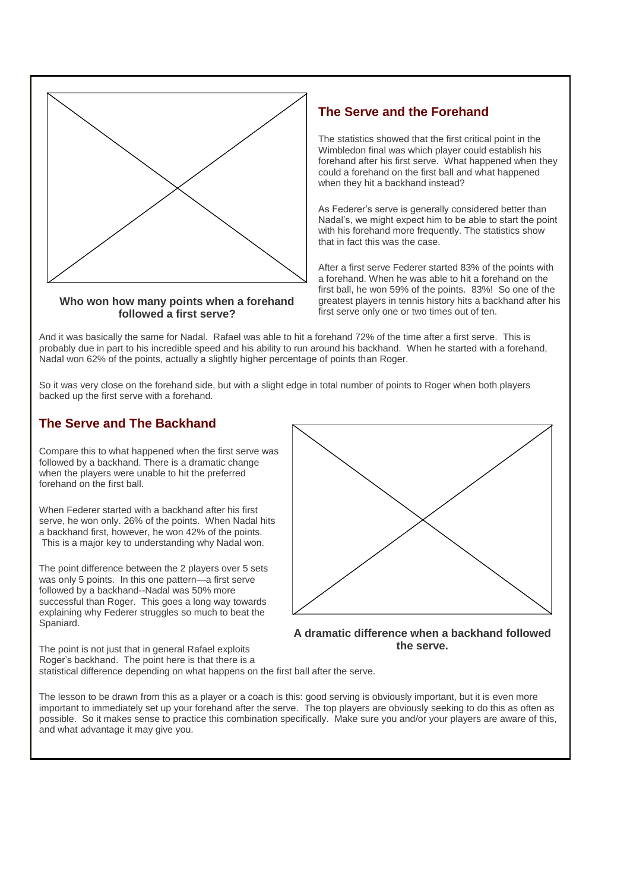## The Serve and the Forehand

The statistics showed that the first critical point in the Wimbledon final was which player could establish his forehand after his first serve. What happened when they could a forehand on the first ball and what happened when they hit a backhand instead?

As Federer's serve is generally considered better than Nadal's, we might expect him to be able to start the point with his forehand more frequently. The statistics show that in fact this was the case.

After a first serve Federer started 83% of the points with a forehand. When he was able to hit a forehand on the first ball, he won 59% of the points. 83%! So one of the greatest players in tennis history hits a backhand after his first serve only one or two times out of ten.

**Who won how many points when a forehand followed a first serve?**

And it was basically the same for Nadal. Rafael was able to hit a forehand 72% of the time after a first serve. This is probably due in part to his incredible speed and his ability to run around his backhand. When he started with a forehand, Nadal won 62% of the points, actually a slightly higher percentage of points than Roger.

So it was very close on the forehand side, but with a slight edge in total number of points to Roger when both players backed up the first serve with a forehand.

## The Serve and The Backhand

Compare this to what happened when the first serve was followed by a backhand. There is a dramatic change when the players were unable to hit the preferred forehand on the first ball.

When Federer started with a backhand after his first serve, he won only. 26% of the points. When Nadal hits a backhand first, however, he won 42% of the points. This is a major key to understanding why Nadal won.

The point difference between the 2 players over 5 sets was only 5 points. In this one pattern—a first serve followed by a backhand--Nadal was 50% more successful than Roger. This goes a long way towards explaining why Federer struggles so much to beat the Spaniard.

**A dramatic difference when a backhand followed the serve.**

The point is not just that in general Rafael exploits Roger's backhand. The point here is that there is a statistical difference depending on what happens on the first ball after the serve.

The lesson to be drawn from this as a player or a coach is this: good serving is obviously important, but it is even more important to immediately set up your forehand after the serve. The top players are obviously seeking to do this as often as possible. So it makes sense to practice this combination specifically. Make sure you and/or your players are aware of this, and what advantage it may give you.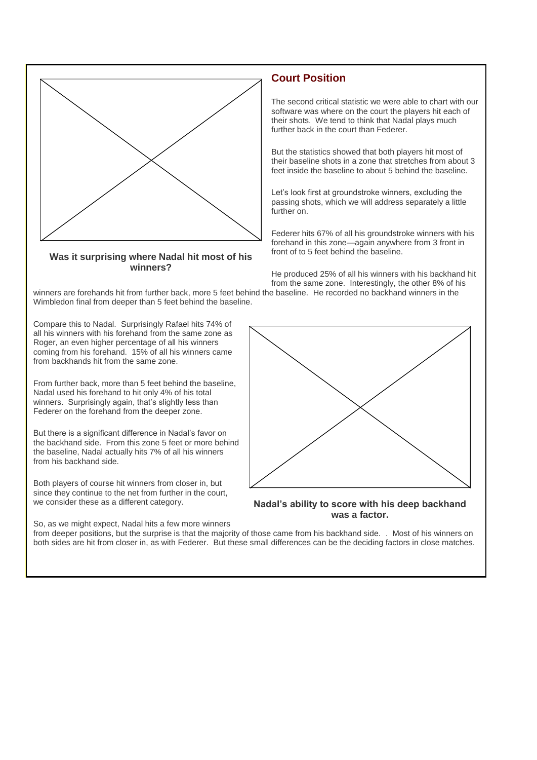## Court Position

The second critical statistic we were able to chart with our software was where on the court the players hit each of their shots. We tend to think that Nadal plays much further back in the court than Federer.

But the statistics showed that both players hit most of their baseline shots in a zone that stretches from about 3 feet inside the baseline to about 5 behind the baseline.

Let's look first at groundstroke winners, excluding the passing shots, which we will address separately a little further on.

Federer hits 67% of all his groundstroke winners with his forehand in this zone—again anywhere from 3 front in front of to 5 feet behind the baseline.

He produced 25% of all his winners with his backhand hit from the same zone. Interestingly, the other 8% of his winners are forehands hit from further back, more 5 feet behind the baseline. He recorded no backhand winners in the Wimbledon final from deeper than 5 feet behind the baseline.

**Was it surprising where Nadal hit most of his winners?**

Compare this to Nadal. Surprisingly Rafael hits 74% of all his winners with his forehand from the same zone as Roger, an even higher percentage of all his winners coming from his forehand. 15% of all his winners came from backhands hit from the same zone.

From further back, more than 5 feet behind the baseline, Nadal used his forehand to hit only 4% of his total winners. Surprisingly again, that's slightly less than Federer on the forehand from the deeper zone.

But there is a significant difference in Nadal's favor on the backhand side. From this zone 5 feet or more behind the baseline, Nadal actually hits 7% of all his winners from his backhand side.

Both players of course hit winners from closer in, but since they continue to the net from further in the court, we consider these as a different category.

**Nadal's ability to score with his deep backhand was a factor.**

So, as we might expect, Nadal hits a few more winners from deeper positions, but the surprise is that the majority of those came from his backhand side. . Most of his winners on both sides are hit from closer in, as with Federer. But these small differences can be the deciding factors in close matches.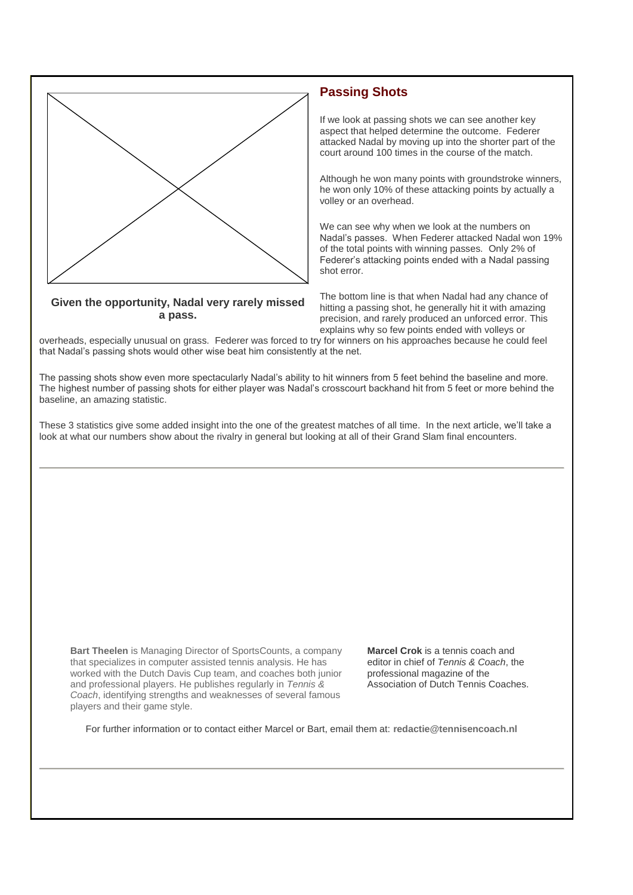## Passing Shots

If we look at passing shots we can see another key aspect that helped determine the outcome. Federer attacked Nadal by moving up into the shorter part of the court around 100 times in the course of the match.

Although he won many points with groundstroke winners, he won only 10% of these attacking points by actually a volley or an overhead.

We can see why when we look at the numbers on Nadal's passes. When Federer attacked Nadal won 19% of the total points with winning passes. Only 2% of Federer's attacking points ended with a Nadal passing shot error.

**Given the opportunity, Nadal very rarely missed a pass.**

The bottom line is that when Nadal had any chance of hitting a passing shot, he generally hit it with amazing precision, and rarely produced an unforced error. This explains why so few points ended with volleys or overheads, especially unusual on grass. Federer was forced to try for winners on his approaches because he could feel that Nadal's passing shots would other wise beat him consistently at the net.

The passing shots show even more spectacularly Nadal's ability to hit winners from 5 feet behind the baseline and more. The highest number of passing shots for either player was Nadal's crosscourt backhand hit from 5 feet or more behind the baseline, an amazing statistic.

These 3 statistics give some added insight into the one of the greatest matches of all time. In the next article, we'll take a look at what our numbers show about the rivalry in general but looking at all of their Grand Slam final encounters.

---

**Bart Theelen** is Managing Director of SportsCounts, a company that specializes in computer assisted tennis analysis. He has worked with the Dutch Davis Cup team, and coaches both junior and professional players. He publishes regularly in *Tennis & Coach*, identifying strengths and weaknesses of several famous players and their game style.

**Marcel Crok** is a tennis coach and editor in chief of *Tennis & Coach*, the professional magazine of the Association of Dutch Tennis Coaches.

For further information or to contact either Marcel or Bart, email them at: **redactie@tennisencoach.nl**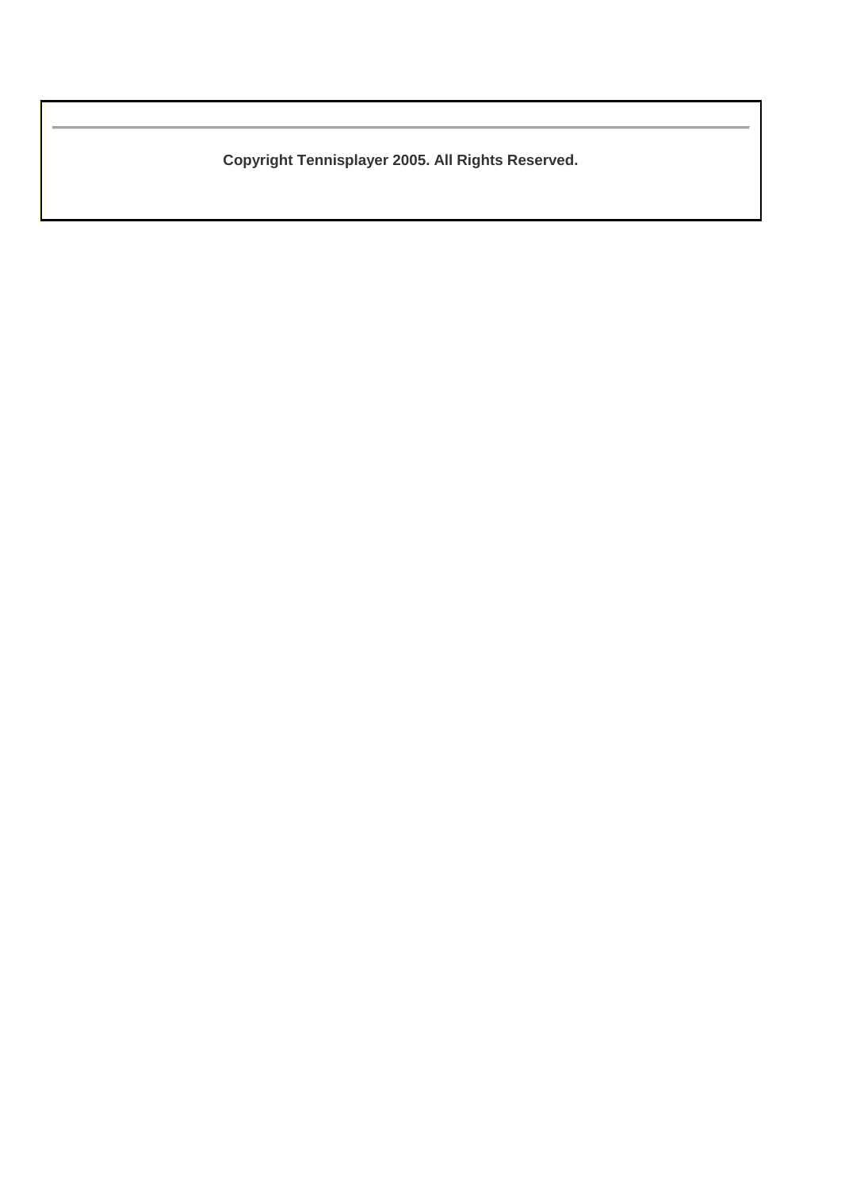---

**Copyright Tennisplayer 2005. All Rights Reserved.**